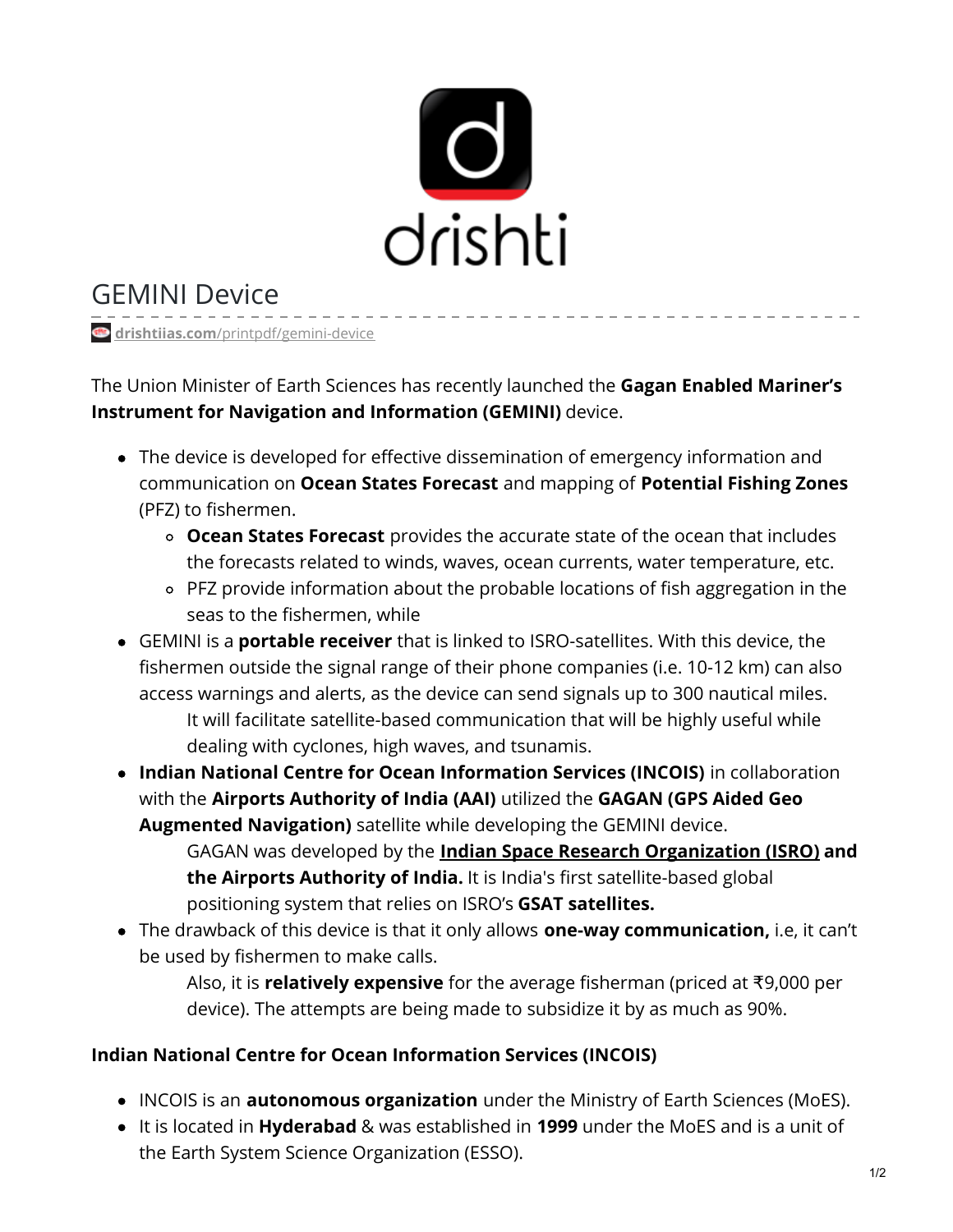# GEMINI Device

drishtiias.com/printpdf/gemini-device

The Union Minister of Earth Sciences has recently launched the **Gagan Enabled Mariner's Instrument for Navigation and Information (GEMINI)** device.

- The device is developed for effective dissemination of emergency information and communication on **Ocean States Forecast** and mapping of **Potential Fishing Zones** (PFZ) to fishermen.
    - **Ocean States Forecast** provides the accurate state of the ocean that includes the forecasts related to winds, waves, ocean currents, water temperature, etc.
    - PFZ provide information about the probable locations of fish aggregation in the seas to the fishermen, while
- GEMINI is a **portable receiver** that is linked to ISRO-satellites. With this device, the fishermen outside the signal range of their phone companies (i.e. 10-12 km) can also access warnings and alerts, as the device can send signals up to 300 nautical miles.

    It will facilitate satellite-based communication that will be highly useful while dealing with cyclones, high waves, and tsunamis.
- **Indian National Centre for Ocean Information Services (INCOIS)** in collaboration with the **Airports Authority of India (AAI)** utilized the **GAGAN (GPS Aided Geo Augmented Navigation)** satellite while developing the GEMINI device.

    GAGAN was developed by the **Indian Space Research Organization (ISRO) and the Airports Authority of India.** It is India's first satellite-based global positioning system that relies on ISRO's **GSAT satellites.**
- The drawback of this device is that it only allows **one-way communication,** i.e, it can't be used by fishermen to make calls.

    Also, it is **relatively expensive** for the average fisherman (priced at ₹9,000 per device). The attempts are being made to subsidize it by as much as 90%.

**Indian National Centre for Ocean Information Services (INCOIS)**

- INCOIS is an **autonomous organization** under the Ministry of Earth Sciences (MoES).
- It is located in **Hyderabad** & was established in **1999** under the MoES and is a unit of the Earth System Science Organization (ESSO).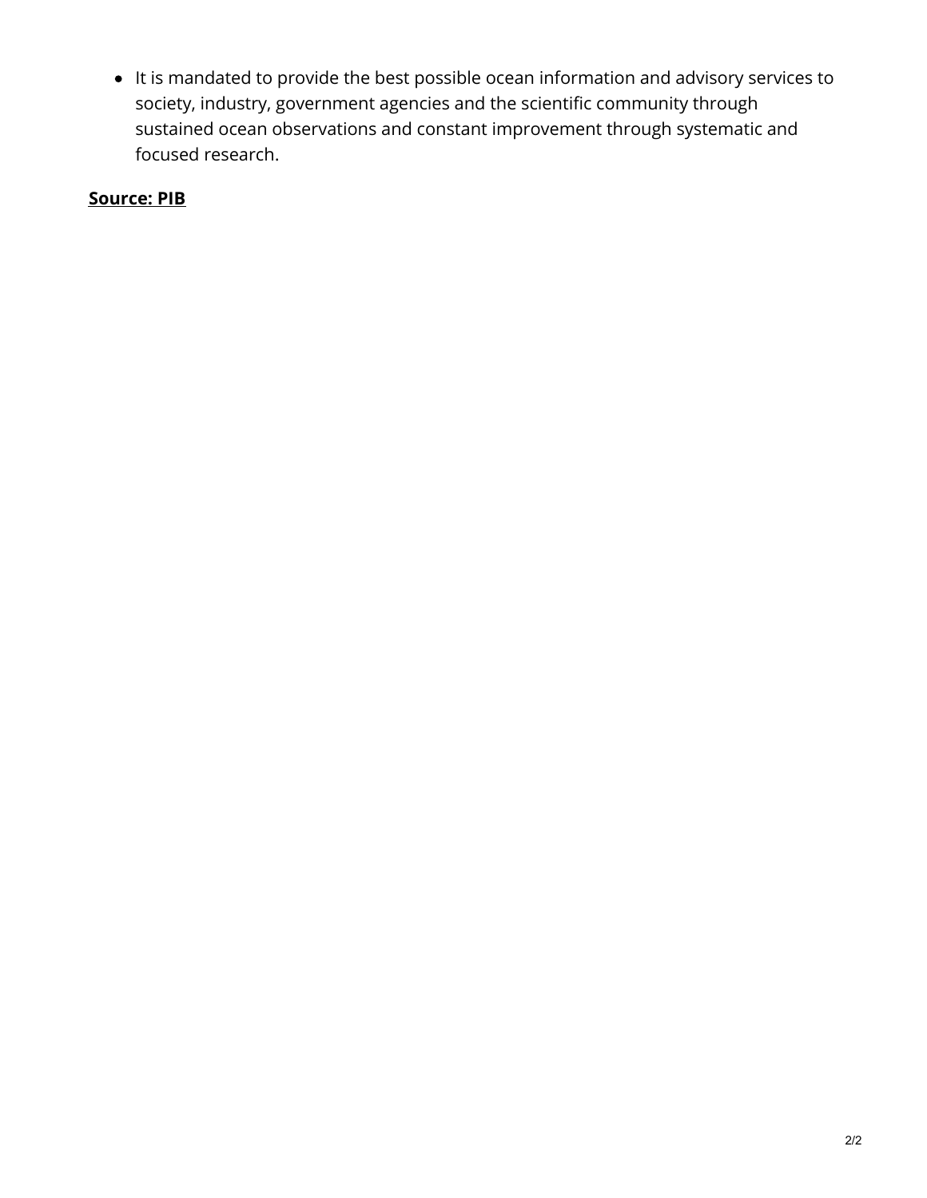- It is mandated to provide the best possible ocean information and advisory services to society, industry, government agencies and the scientific community through sustained ocean observations and constant improvement through systematic and focused research.

**Source: PIB**